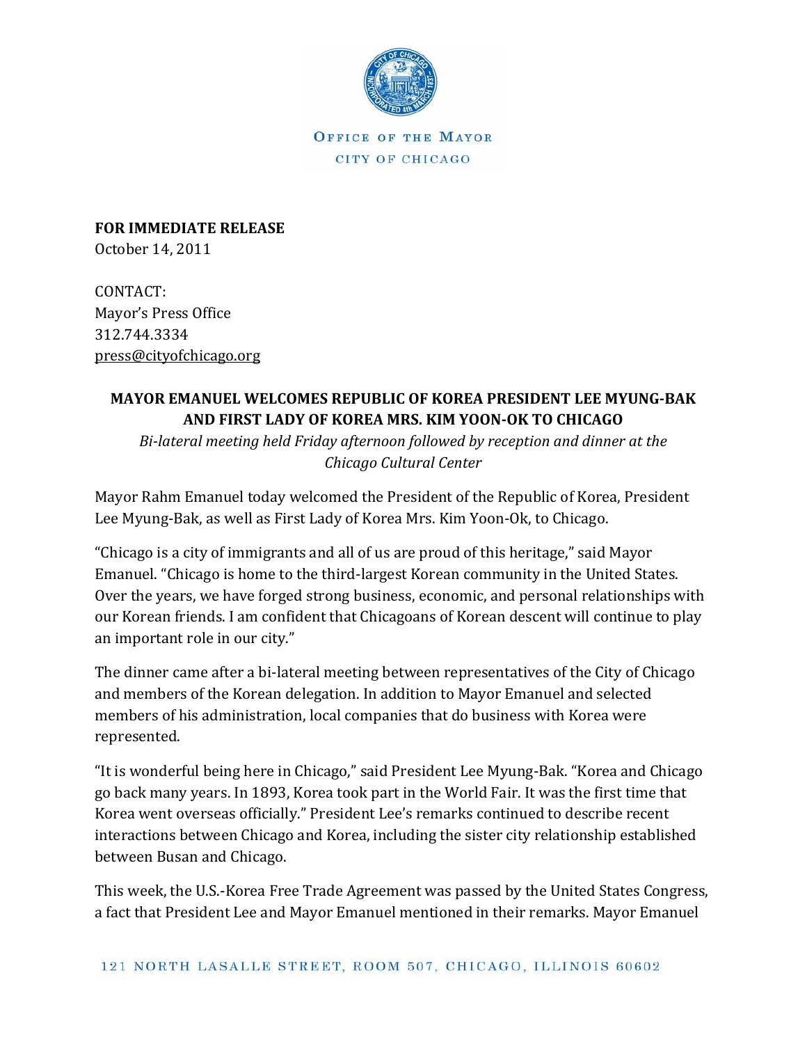OFFICE OF THE MAYOR

CITY OF CHICAGO

**FOR IMMEDIATE RELEASE**
October 14, 2011

CONTACT:
Mayor's Press Office
312.744.3334
press@cityofchicago.org

## MAYOR EMANUEL WELCOMES REPUBLIC OF KOREA PRESIDENT LEE MYUNG-BAK AND FIRST LADY OF KOREA MRS. KIM YOON-OK TO CHICAGO

*Bi-lateral meeting held Friday afternoon followed by reception and dinner at the Chicago Cultural Center*

Mayor Rahm Emanuel today welcomed the President of the Republic of Korea, President Lee Myung-Bak, as well as First Lady of Korea Mrs. Kim Yoon-Ok, to Chicago.

"Chicago is a city of immigrants and all of us are proud of this heritage," said Mayor Emanuel. "Chicago is home to the third-largest Korean community in the United States. Over the years, we have forged strong business, economic, and personal relationships with our Korean friends. I am confident that Chicagoans of Korean descent will continue to play an important role in our city."

The dinner came after a bi-lateral meeting between representatives of the City of Chicago and members of the Korean delegation. In addition to Mayor Emanuel and selected members of his administration, local companies that do business with Korea were represented.

"It is wonderful being here in Chicago," said President Lee Myung-Bak. "Korea and Chicago go back many years. In 1893, Korea took part in the World Fair. It was the first time that Korea went overseas officially." President Lee's remarks continued to describe recent interactions between Chicago and Korea, including the sister city relationship established between Busan and Chicago.

This week, the U.S.-Korea Free Trade Agreement was passed by the United States Congress, a fact that President Lee and Mayor Emanuel mentioned in their remarks. Mayor Emanuel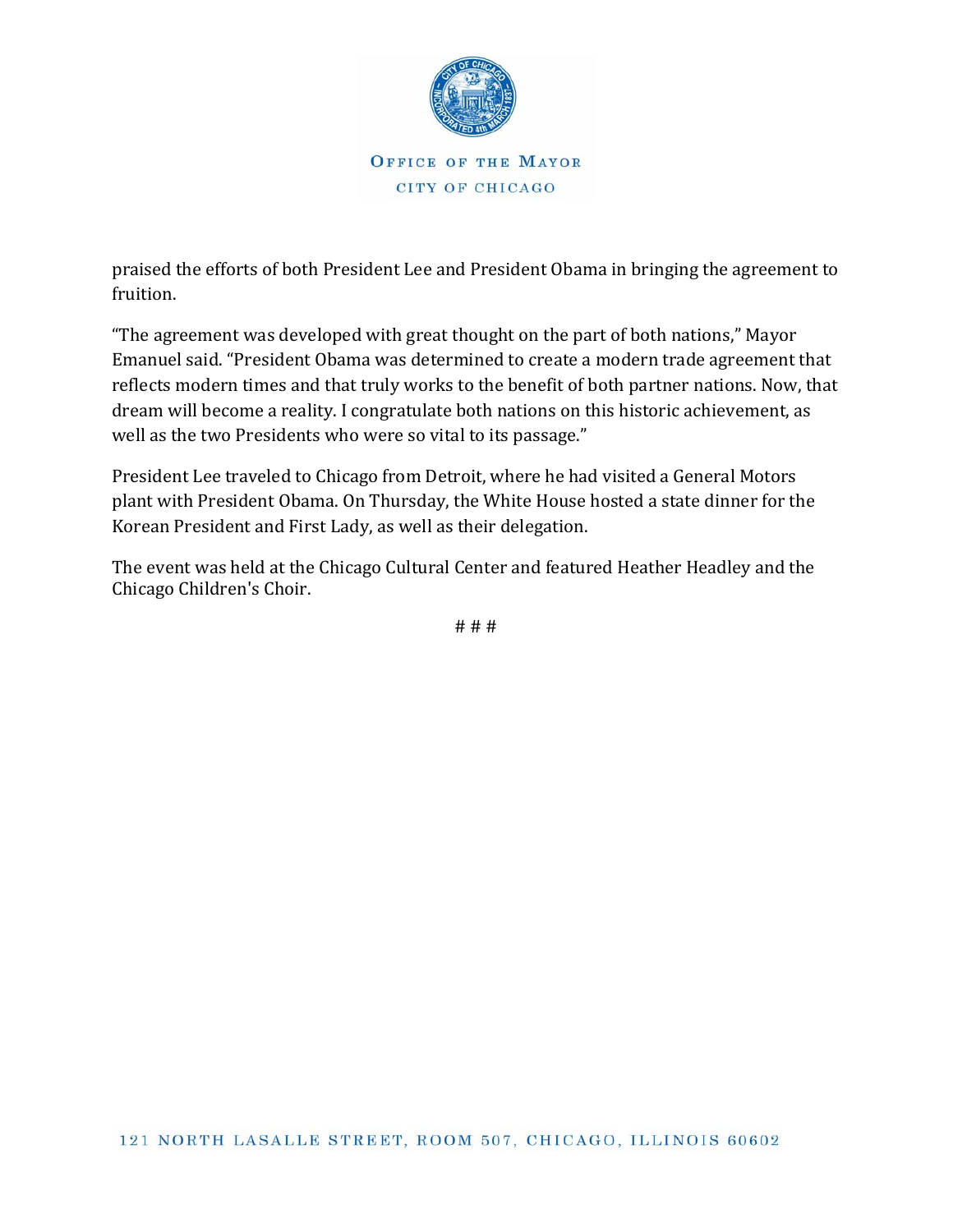praised the efforts of both President Lee and President Obama in bringing the agreement to fruition.

“The agreement was developed with great thought on the part of both nations,” Mayor Emanuel said. “President Obama was determined to create a modern trade agreement that reflects modern times and that truly works to the benefit of both partner nations. Now, that dream will become a reality. I congratulate both nations on this historic achievement, as well as the two Presidents who were so vital to its passage.”

President Lee traveled to Chicago from Detroit, where he had visited a General Motors plant with President Obama. On Thursday, the White House hosted a state dinner for the Korean President and First Lady, as well as their delegation.

The event was held at the Chicago Cultural Center and featured Heather Headley and the Chicago Children's Choir.

# # #